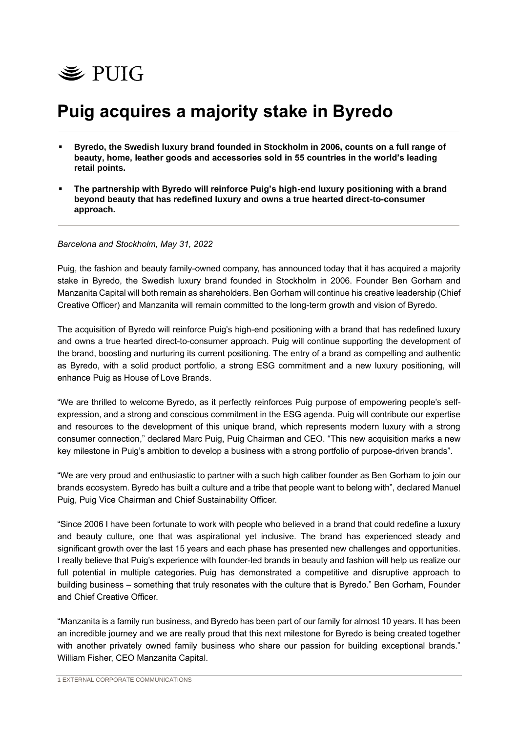PUIG

# Puig acquires a majority stake in Byredo

- **Byredo, the Swedish luxury brand founded in Stockholm in 2006, counts on a full range of beauty, home, leather goods and accessories sold in 55 countries in the world's leading retail points.**
- **The partnership with Byredo will reinforce Puig's high-end luxury positioning with a brand beyond beauty that has redefined luxury and owns a true hearted direct-to-consumer approach.**

*Barcelona and Stockholm, May 31, 2022*

Puig, the fashion and beauty family-owned company, has announced today that it has acquired a majority stake in Byredo, the Swedish luxury brand founded in Stockholm in 2006. Founder Ben Gorham and Manzanita Capital will both remain as shareholders. Ben Gorham will continue his creative leadership (Chief Creative Officer) and Manzanita will remain committed to the long-term growth and vision of Byredo.

The acquisition of Byredo will reinforce Puig's high-end positioning with a brand that has redefined luxury and owns a true hearted direct-to-consumer approach. Puig will continue supporting the development of the brand, boosting and nurturing its current positioning. The entry of a brand as compelling and authentic as Byredo, with a solid product portfolio, a strong ESG commitment and a new luxury positioning, will enhance Puig as House of Love Brands.

"We are thrilled to welcome Byredo, as it perfectly reinforces Puig purpose of empowering people's self-expression, and a strong and conscious commitment in the ESG agenda. Puig will contribute our expertise and resources to the development of this unique brand, which represents modern luxury with a strong consumer connection," declared Marc Puig, Puig Chairman and CEO. "This new acquisition marks a new key milestone in Puig's ambition to develop a business with a strong portfolio of purpose-driven brands".

"We are very proud and enthusiastic to partner with a such high caliber founder as Ben Gorham to join our brands ecosystem. Byredo has built a culture and a tribe that people want to belong with", declared Manuel Puig, Puig Vice Chairman and Chief Sustainability Officer.

"Since 2006 I have been fortunate to work with people who believed in a brand that could redefine a luxury and beauty culture, one that was aspirational yet inclusive. The brand has experienced steady and significant growth over the last 15 years and each phase has presented new challenges and opportunities. I really believe that Puig's experience with founder-led brands in beauty and fashion will help us realize our full potential in multiple categories. Puig has demonstrated a competitive and disruptive approach to building business – something that truly resonates with the culture that is Byredo." Ben Gorham, Founder and Chief Creative Officer.

"Manzanita is a family run business, and Byredo has been part of our family for almost 10 years. It has been an incredible journey and we are really proud that this next milestone for Byredo is being created together with another privately owned family business who share our passion for building exceptional brands." William Fisher, CEO Manzanita Capital.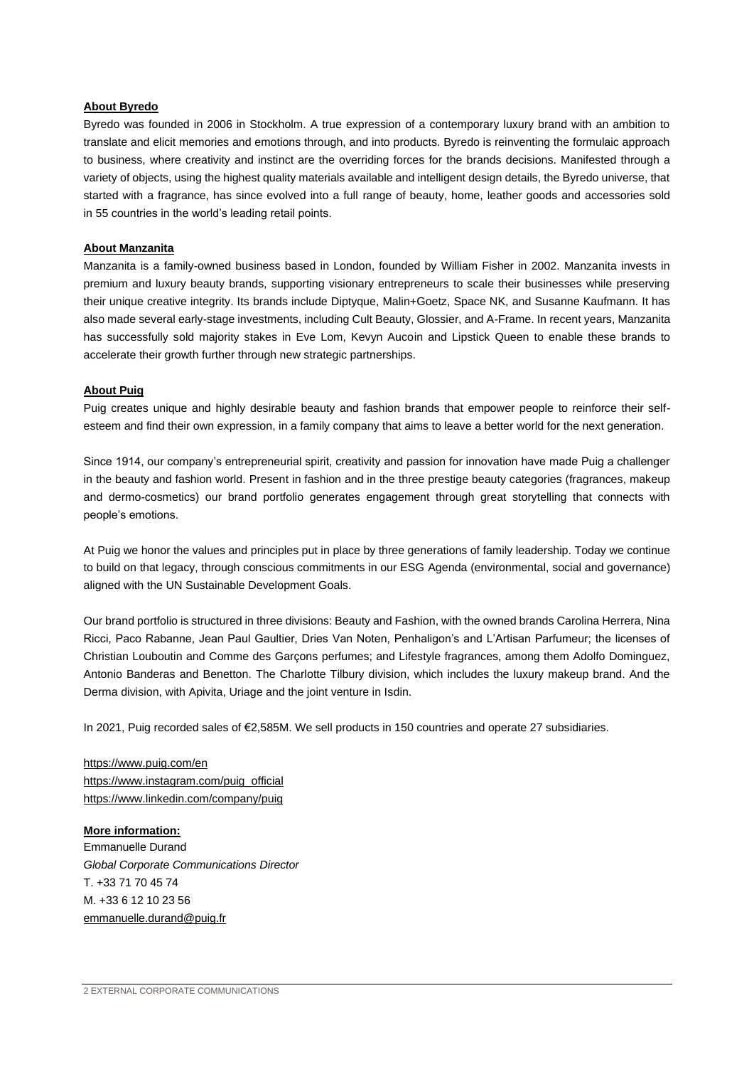**About Byredo**

Byredo was founded in 2006 in Stockholm. A true expression of a contemporary luxury brand with an ambition to translate and elicit memories and emotions through, and into products. Byredo is reinventing the formulaic approach to business, where creativity and instinct are the overriding forces for the brands decisions. Manifested through a variety of objects, using the highest quality materials available and intelligent design details, the Byredo universe, that started with a fragrance, has since evolved into a full range of beauty, home, leather goods and accessories sold in 55 countries in the world's leading retail points.

**About Manzanita**

Manzanita is a family-owned business based in London, founded by William Fisher in 2002. Manzanita invests in premium and luxury beauty brands, supporting visionary entrepreneurs to scale their businesses while preserving their unique creative integrity. Its brands include Diptyque, Malin+Goetz, Space NK, and Susanne Kaufmann. It has also made several early-stage investments, including Cult Beauty, Glossier, and A-Frame. In recent years, Manzanita has successfully sold majority stakes in Eve Lom, Kevyn Aucoin and Lipstick Queen to enable these brands to accelerate their growth further through new strategic partnerships.

**About Puig**

Puig creates unique and highly desirable beauty and fashion brands that empower people to reinforce their self-esteem and find their own expression, in a family company that aims to leave a better world for the next generation.

Since 1914, our company's entrepreneurial spirit, creativity and passion for innovation have made Puig a challenger in the beauty and fashion world. Present in fashion and in the three prestige beauty categories (fragrances, makeup and dermo-cosmetics) our brand portfolio generates engagement through great storytelling that connects with people's emotions.

At Puig we honor the values and principles put in place by three generations of family leadership. Today we continue to build on that legacy, through conscious commitments in our ESG Agenda (environmental, social and governance) aligned with the UN Sustainable Development Goals.

Our brand portfolio is structured in three divisions: Beauty and Fashion, with the owned brands Carolina Herrera, Nina Ricci, Paco Rabanne, Jean Paul Gaultier, Dries Van Noten, Penhaligon's and L'Artisan Parfumeur; the licenses of Christian Louboutin and Comme des Garçons perfumes; and Lifestyle fragrances, among them Adolfo Dominguez, Antonio Banderas and Benetton. The Charlotte Tilbury division, which includes the luxury makeup brand. And the Derma division, with Apivita, Uriage and the joint venture in Isdin.

In 2021, Puig recorded sales of €2,585M. We sell products in 150 countries and operate 27 subsidiaries.

https://www.puig.com/en
https://www.instagram.com/puig_official
https://www.linkedin.com/company/puig

**More information:**
Emmanuelle Durand
*Global Corporate Communications Director*
T. +33 71 70 45 74
M. +33 6 12 10 23 56
emmanuelle.durand@puig.fr